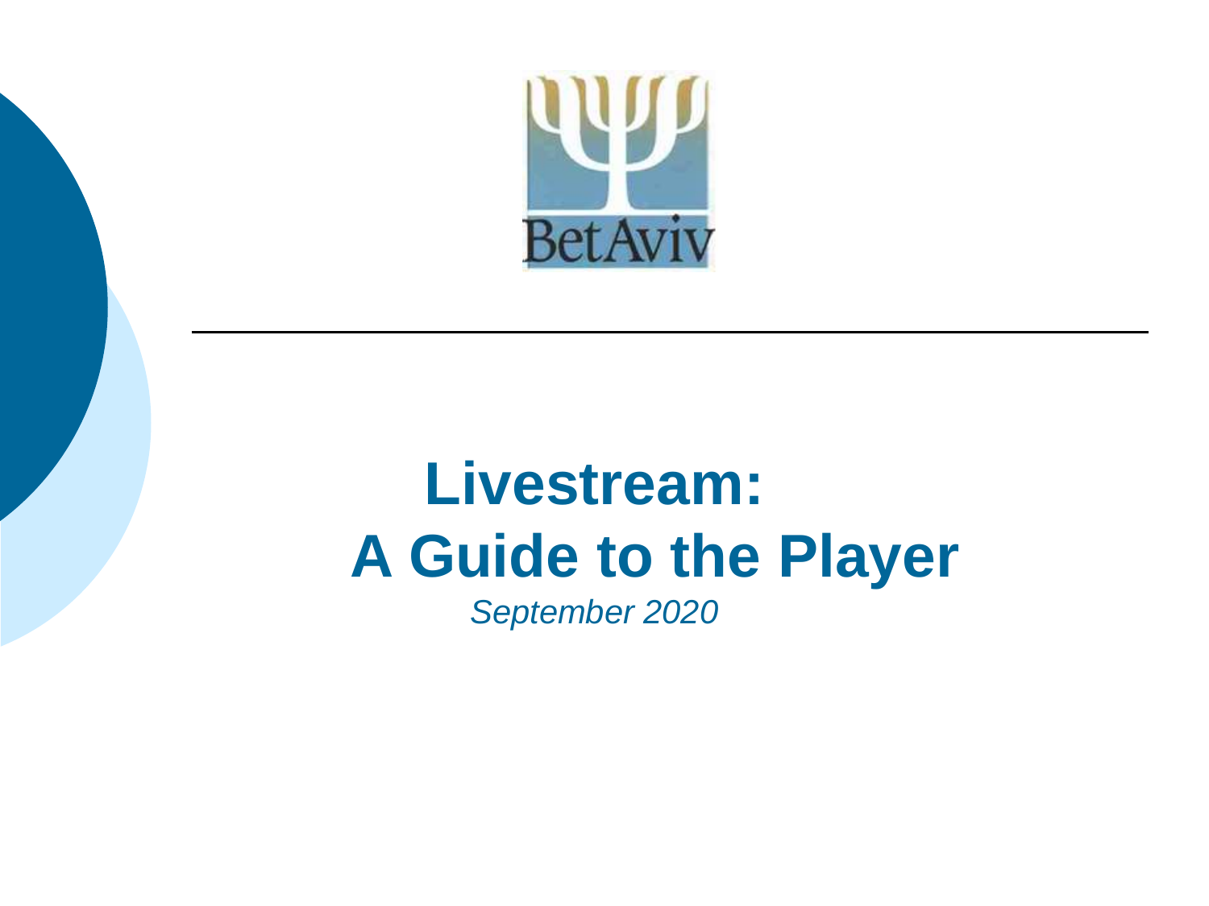BetAviv

# Livestream: A Guide to the Player

*September 2020*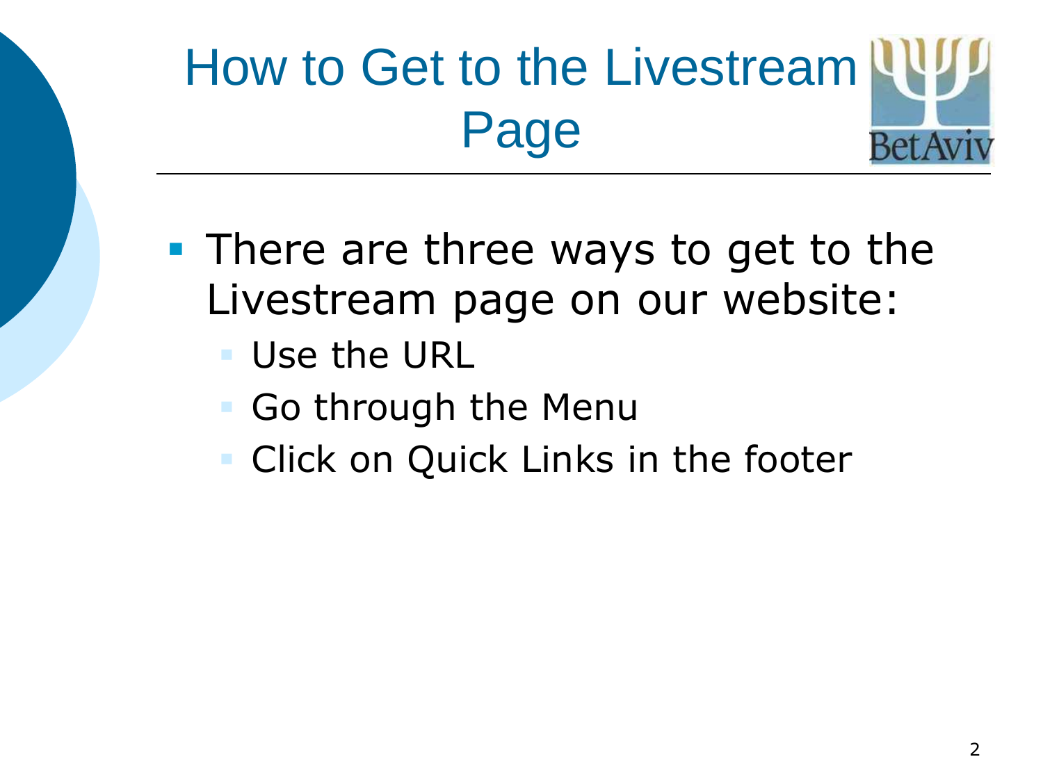# How to Get to the Livestream Page

- There are three ways to get to the Livestream page on our website:
  - Use the URL
  - Go through the Menu
  - Click on Quick Links in the footer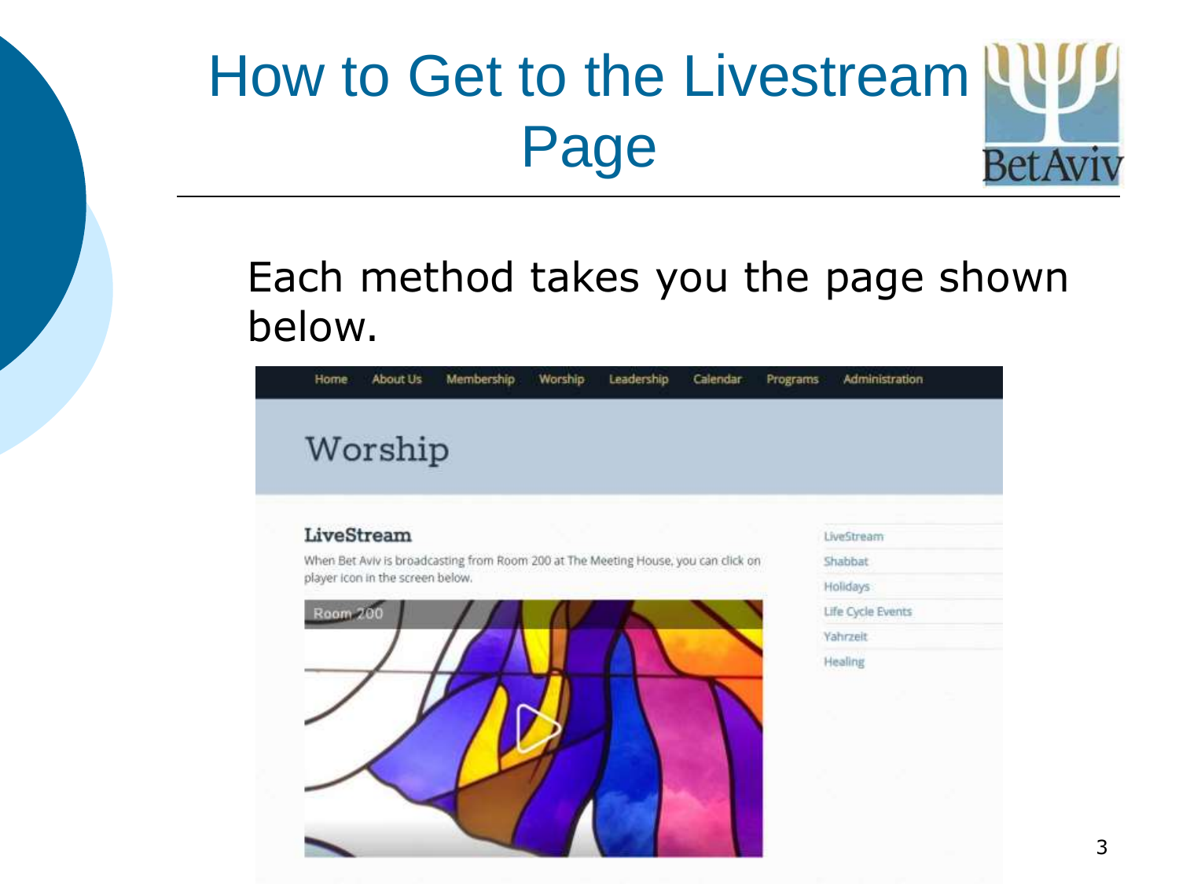# How to Get to the Livestream Page

Each method takes you the page shown below.

Home About Us Membership Worship Leadership Calendar Programs Administration

Worship

**LiveStream**

When Bet Aviv is broadcasting from Room 200 at The Meeting House, you can click on player icon in the screen below.

Room 200

LiveStream
Shabbat
Holidays
Life Cycle Events
Yahrzeit
Healing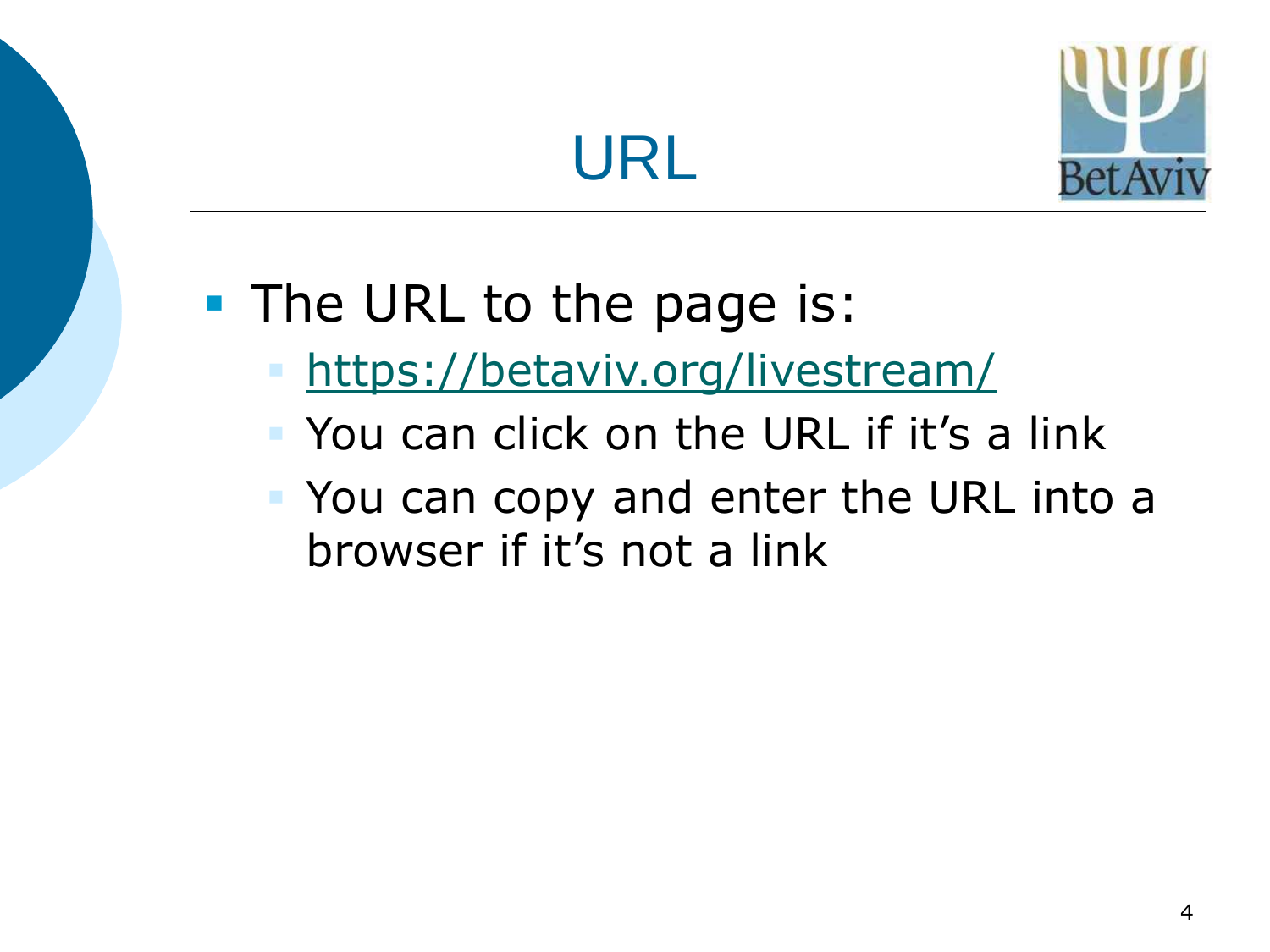# URL

- The URL to the page is:
  - [https://betaviv.org/livestream/](https://betaviv.org/livestream/)
  - You can click on the URL if it's a link
  - You can copy and enter the URL into a browser if it's not a link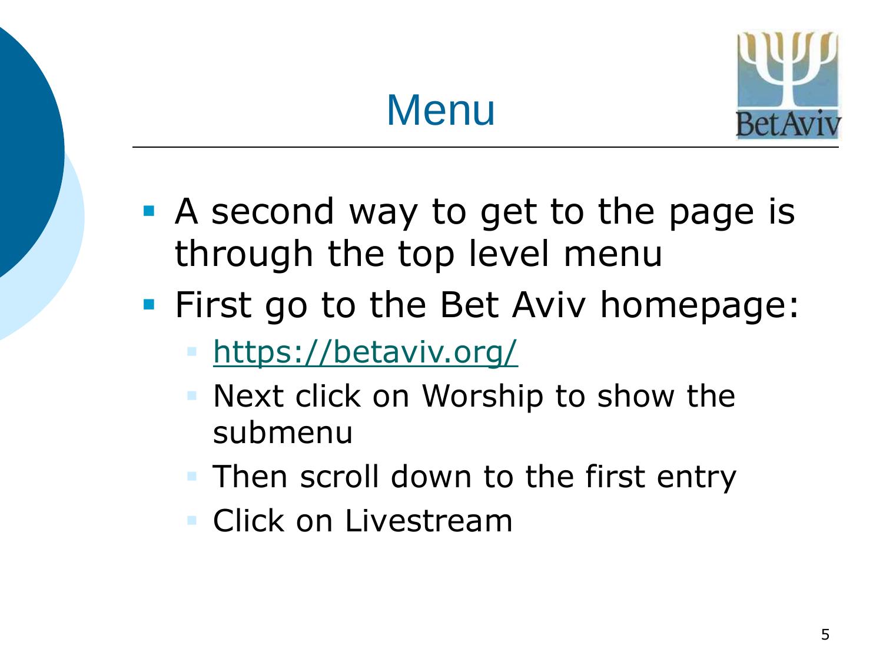# Menu

- A second way to get to the page is through the top level menu
- First go to the Bet Aviv homepage:
  - https://betaviv.org/
  - Next click on Worship to show the submenu
  - Then scroll down to the first entry
  - Click on Livestream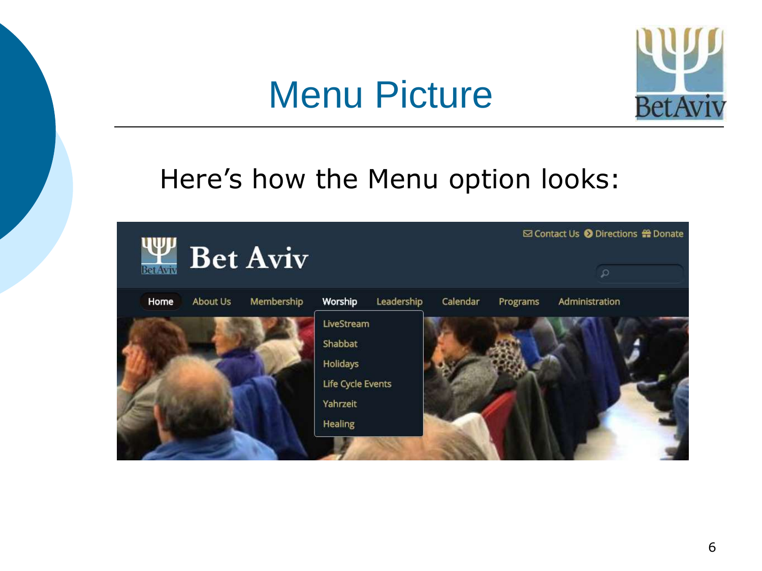# Menu Picture

Here's how the Menu option looks:

Contact Us | Directions | Donate

**Bet Aviv**

Home | About Us | Membership | Worship | Leadership | Calendar | Programs | Administration

- LiveStream
- Shabbat
- Holidays
- Life Cycle Events
- Yahrzeit
- Healing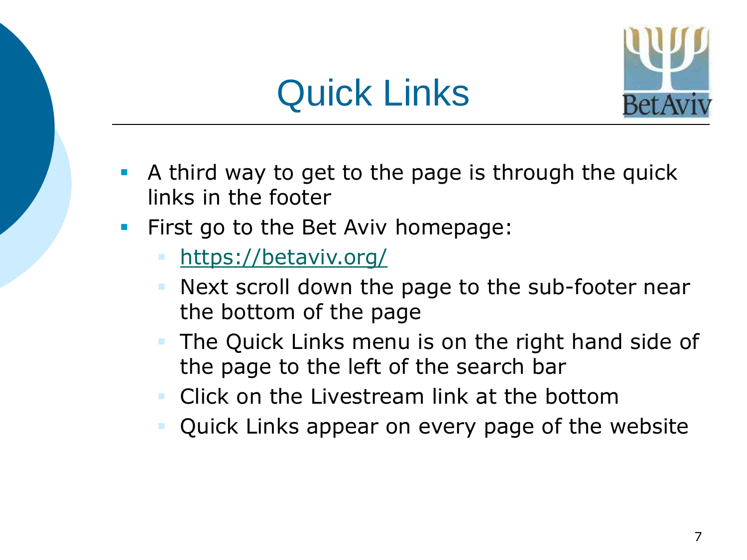# Quick Links

- A third way to get to the page is through the quick links in the footer
- First go to the Bet Aviv homepage:
  - https://betaviv.org/
  - Next scroll down the page to the sub-footer near the bottom of the page
  - The Quick Links menu is on the right hand side of the page to the left of the search bar
  - Click on the Livestream link at the bottom
  - Quick Links appear on every page of the website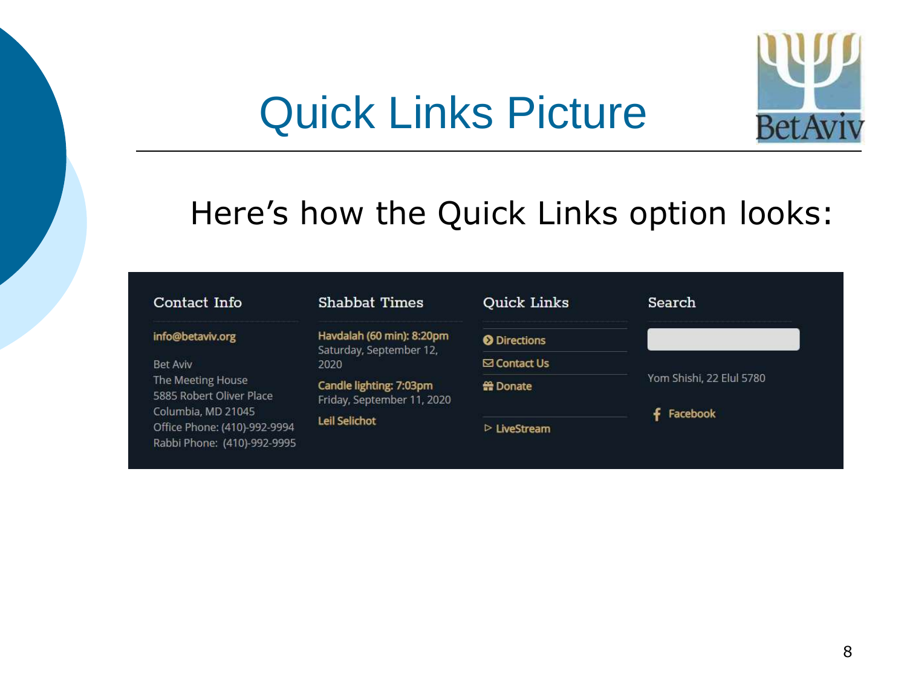# Quick Links Picture

Here's how the Quick Links option looks:

| Contact Info | Shabbat Times | Quick Links | Search |
|---|---|---|---|
| info@betaviv.org<br><br>Bet Aviv<br>The Meeting House<br>5885 Robert Oliver Place<br>Columbia, MD 21045<br>Office Phone: (410)-992-9994<br>Rabbi Phone: (410)-992-9995 | Havdalah (60 min): 8:20pm<br>Saturday, September 12, 2020<br><br>Candle lighting: 7:03pm<br>Friday, September 11, 2020<br><br>Leil Selichot | Directions<br>Contact Us<br>Donate<br><br>▷ LiveStream | Yom Shishi, 22 Elul 5780<br><br>Facebook |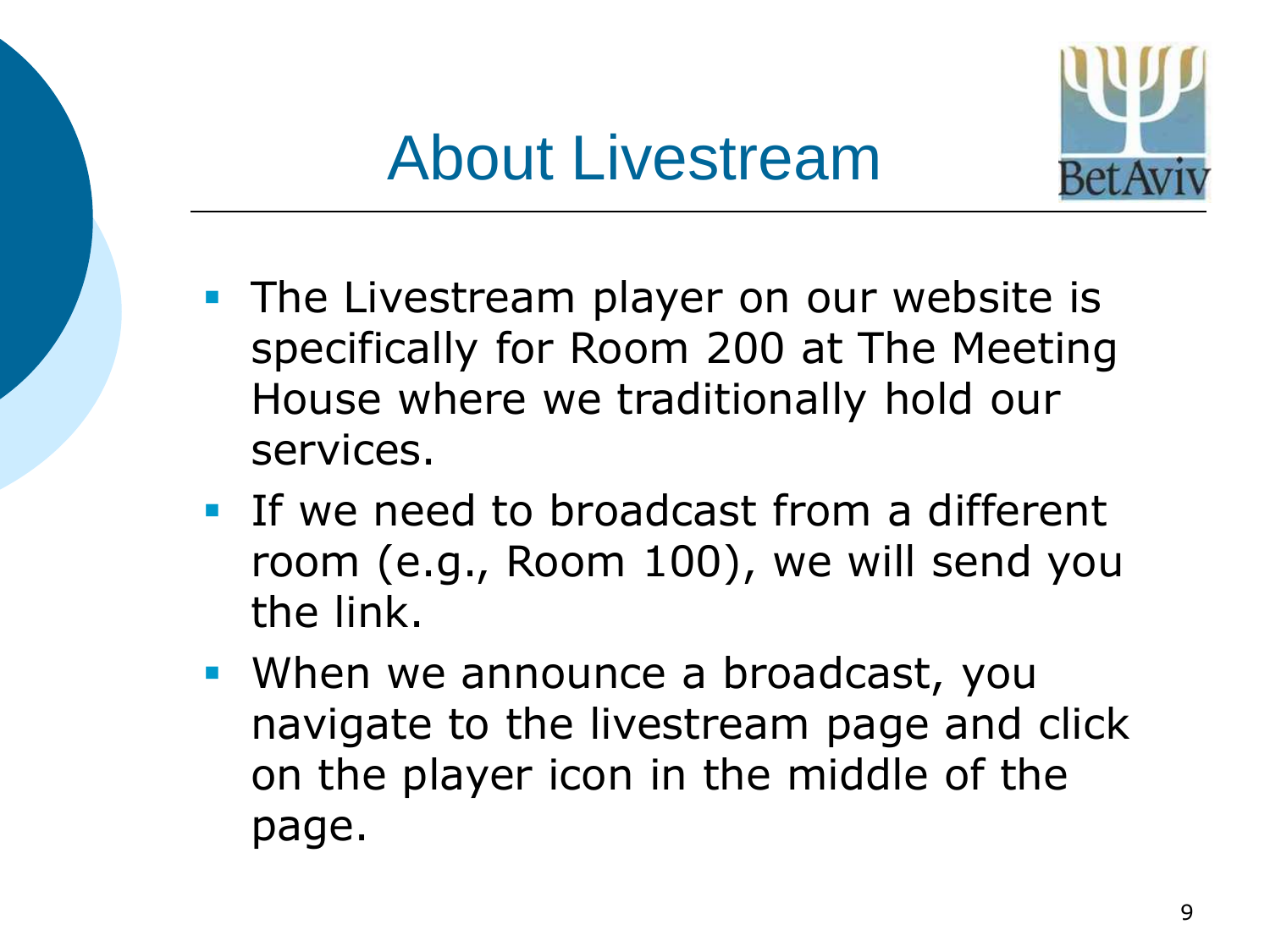# About Livestream

- The Livestream player on our website is specifically for Room 200 at The Meeting House where we traditionally hold our services.
- If we need to broadcast from a different room (e.g., Room 100), we will send you the link.
- When we announce a broadcast, you navigate to the livestream page and click on the player icon in the middle of the page.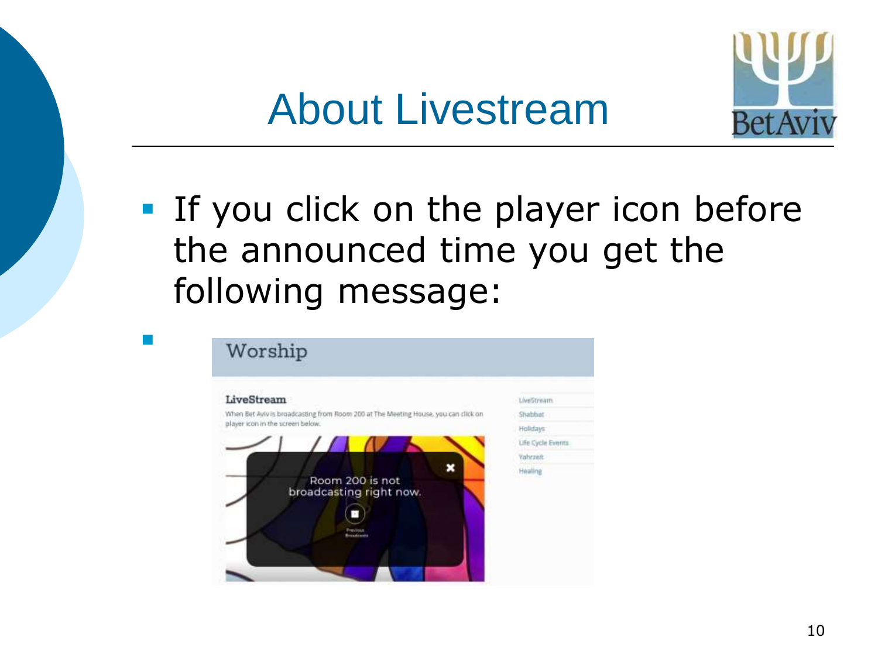# About Livestream

- If you click on the player icon before the announced time you get the following message:
- 

Worship

LiveStream

When Bet Aviv is broadcasting from Room 200 at The Meeting House, you can click on player icon in the screen below.

Room 200 is not broadcasting right now.

LiveStream
Shabbat
Holidays
Life Cycle Events
Yahrzeit
Healing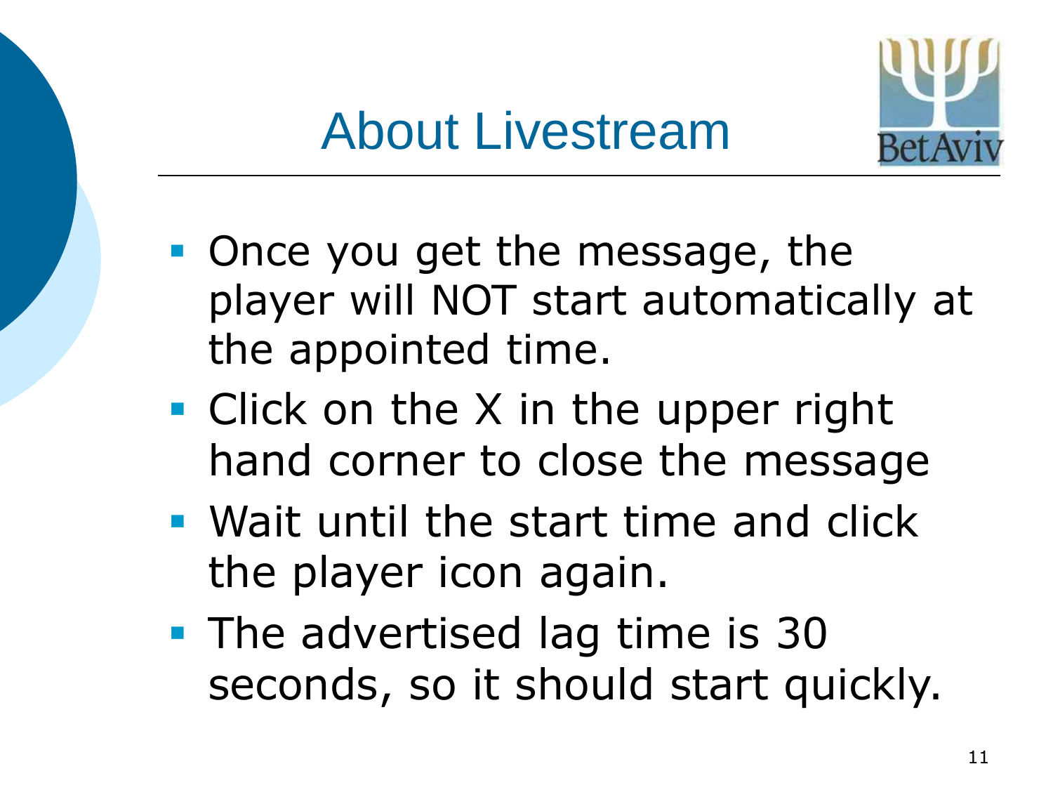# About Livestream

- Once you get the message, the player will NOT start automatically at the appointed time.
- Click on the X in the upper right hand corner to close the message
- Wait until the start time and click the player icon again.
- The advertised lag time is 30 seconds, so it should start quickly.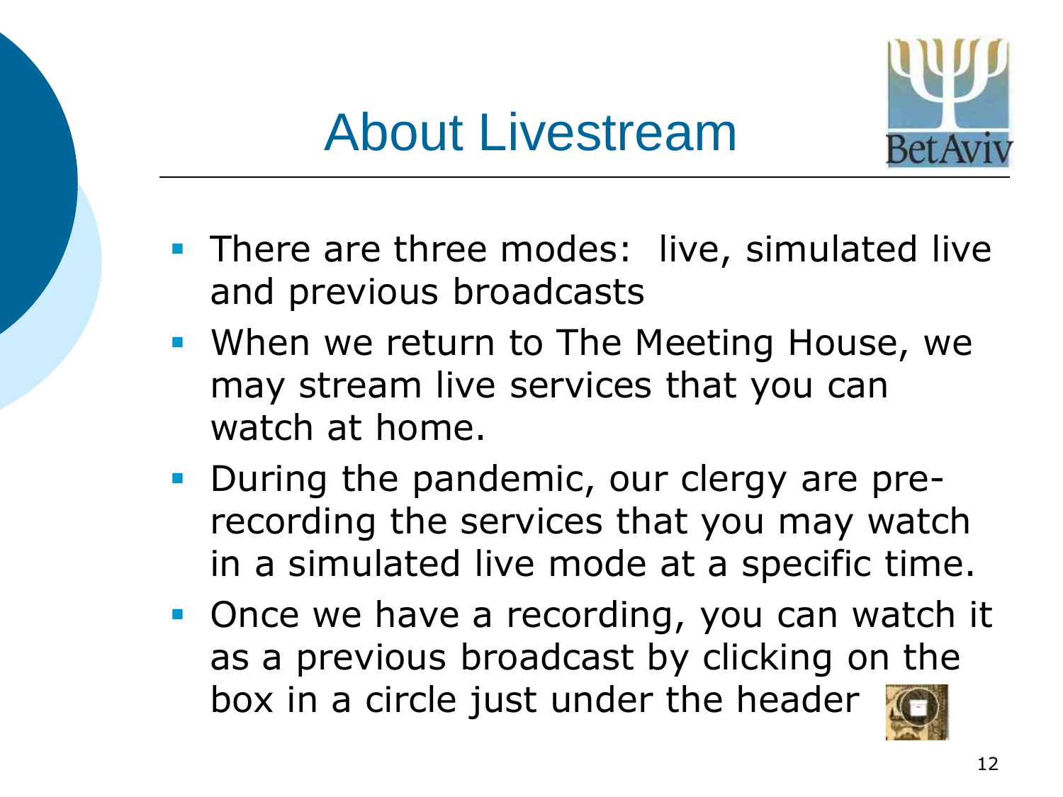# About Livestream

- There are three modes:  live, simulated live and previous broadcasts
- When we return to The Meeting House, we may stream live services that you can watch at home.
- During the pandemic, our clergy are pre-recording the services that you may watch in a simulated live mode at a specific time.
- Once we have a recording, you can watch it as a previous broadcast by clicking on the box in a circle just under the header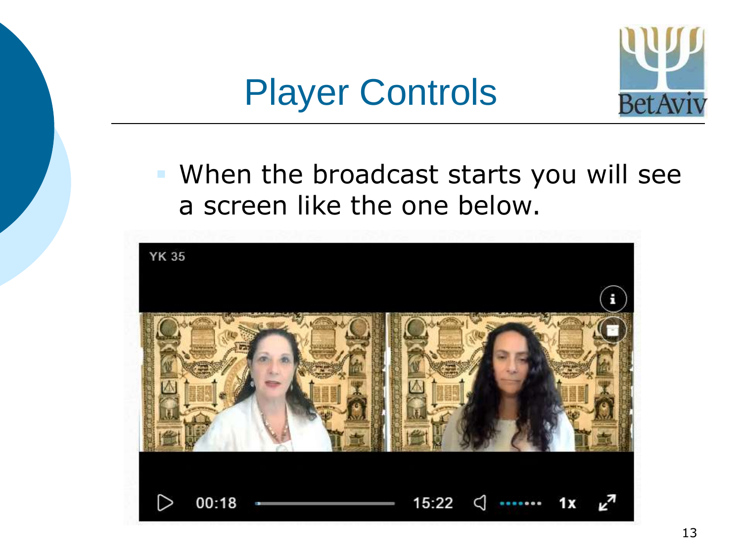# Player Controls

- When the broadcast starts you will see a screen like the one below.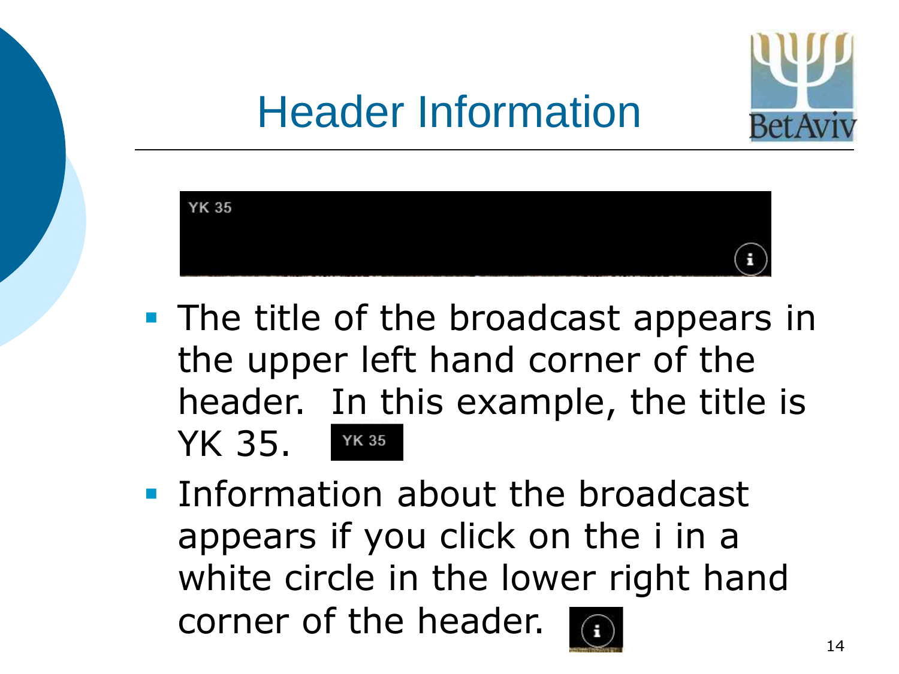# Header Information

- The title of the broadcast appears in the upper left hand corner of the header. In this example, the title is YK 35.
- Information about the broadcast appears if you click on the i in a white circle in the lower right hand corner of the header.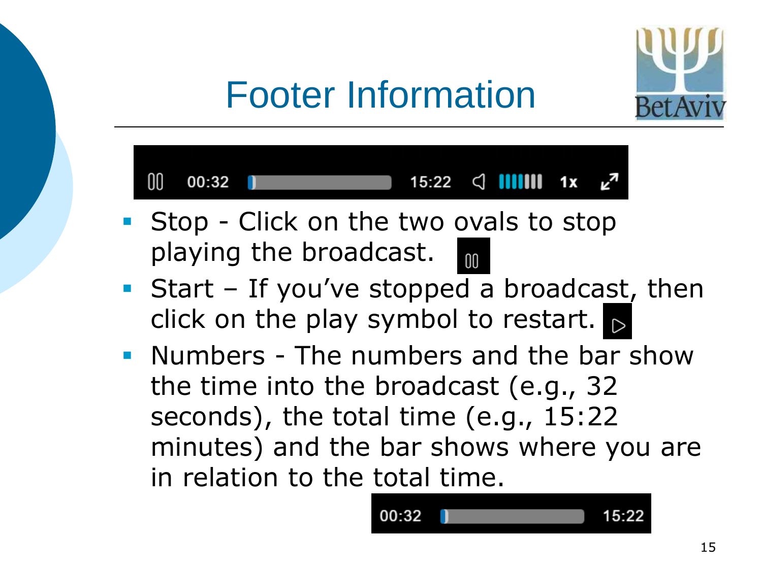# Footer Information

- Stop - Click on the two ovals to stop playing the broadcast.
- Start – If you've stopped a broadcast, then click on the play symbol to restart.
- Numbers - The numbers and the bar show the time into the broadcast (e.g., 32 seconds), the total time (e.g., 15:22 minutes) and the bar shows where you are in relation to the total time.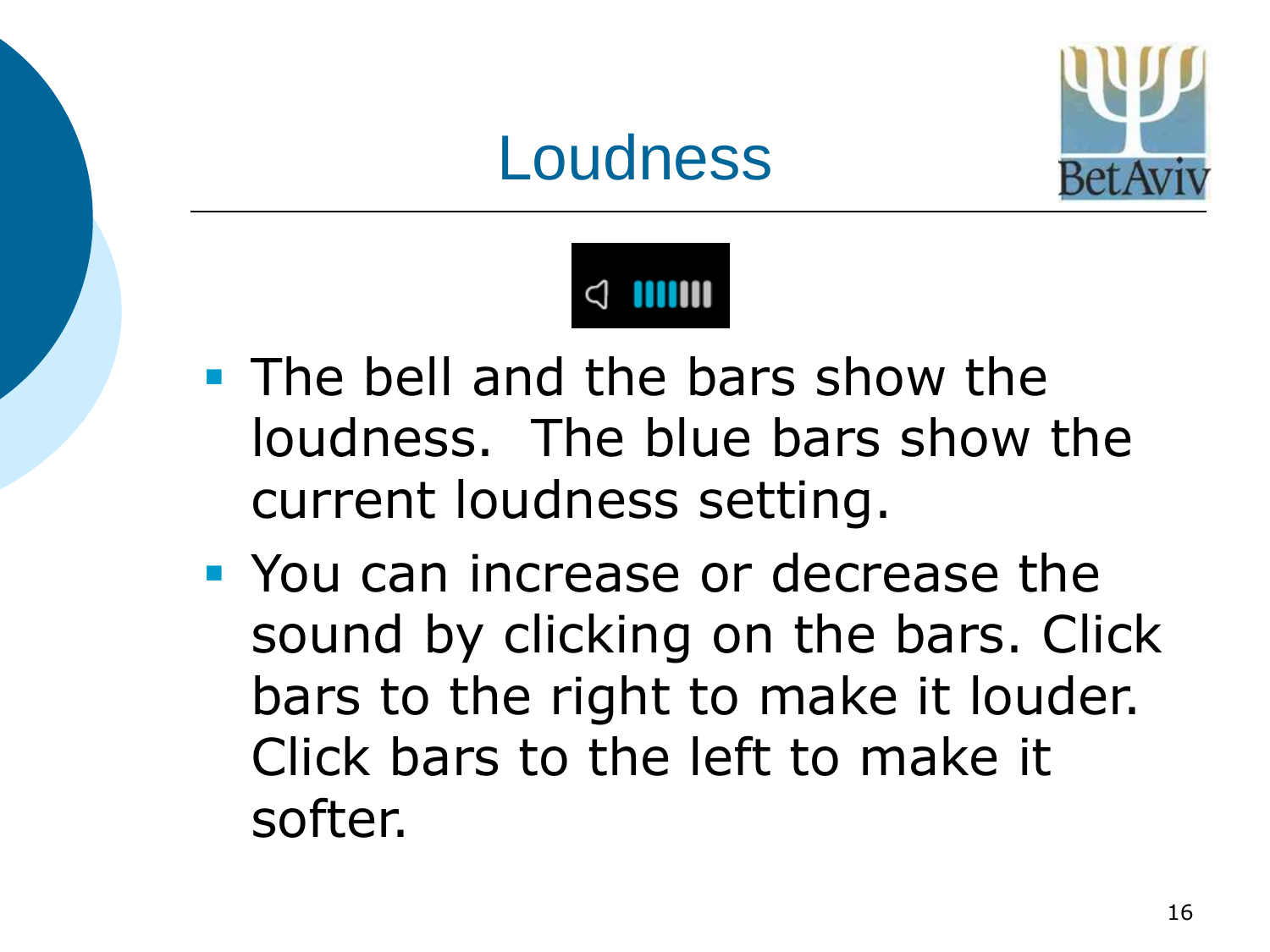# Loudness

- The bell and the bars show the loudness.  The blue bars show the current loudness setting.
- You can increase or decrease the sound by clicking on the bars. Click bars to the right to make it louder. Click bars to the left to make it softer.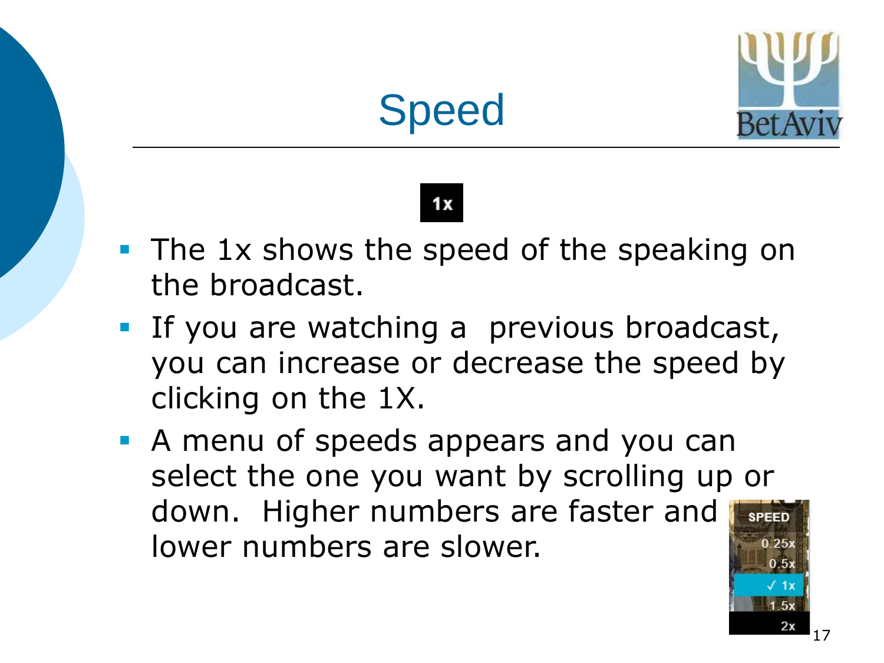# Speed

1x

- The 1x shows the speed of the speaking on the broadcast.
- If you are watching a previous broadcast, you can increase or decrease the speed by clicking on the 1X.
- A menu of speeds appears and you can select the one you want by scrolling up or down. Higher numbers are faster and lower numbers are slower.

SPEED
0.25x
0.5x
✓ 1x
1.5x
2x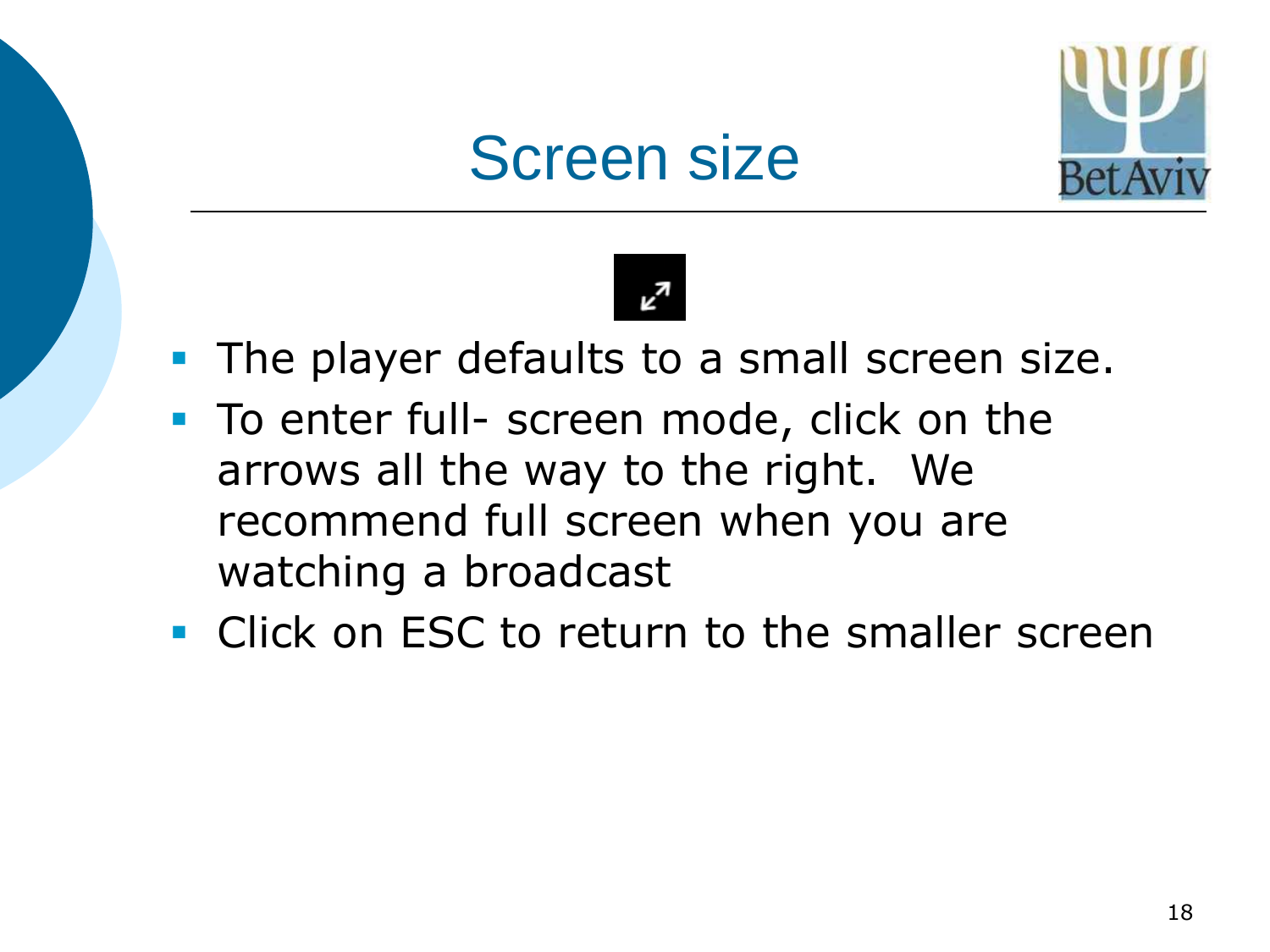# Screen size

- The player defaults to a small screen size.
- To enter full- screen mode, click on the arrows all the way to the right. We recommend full screen when you are watching a broadcast
- Click on ESC to return to the smaller screen